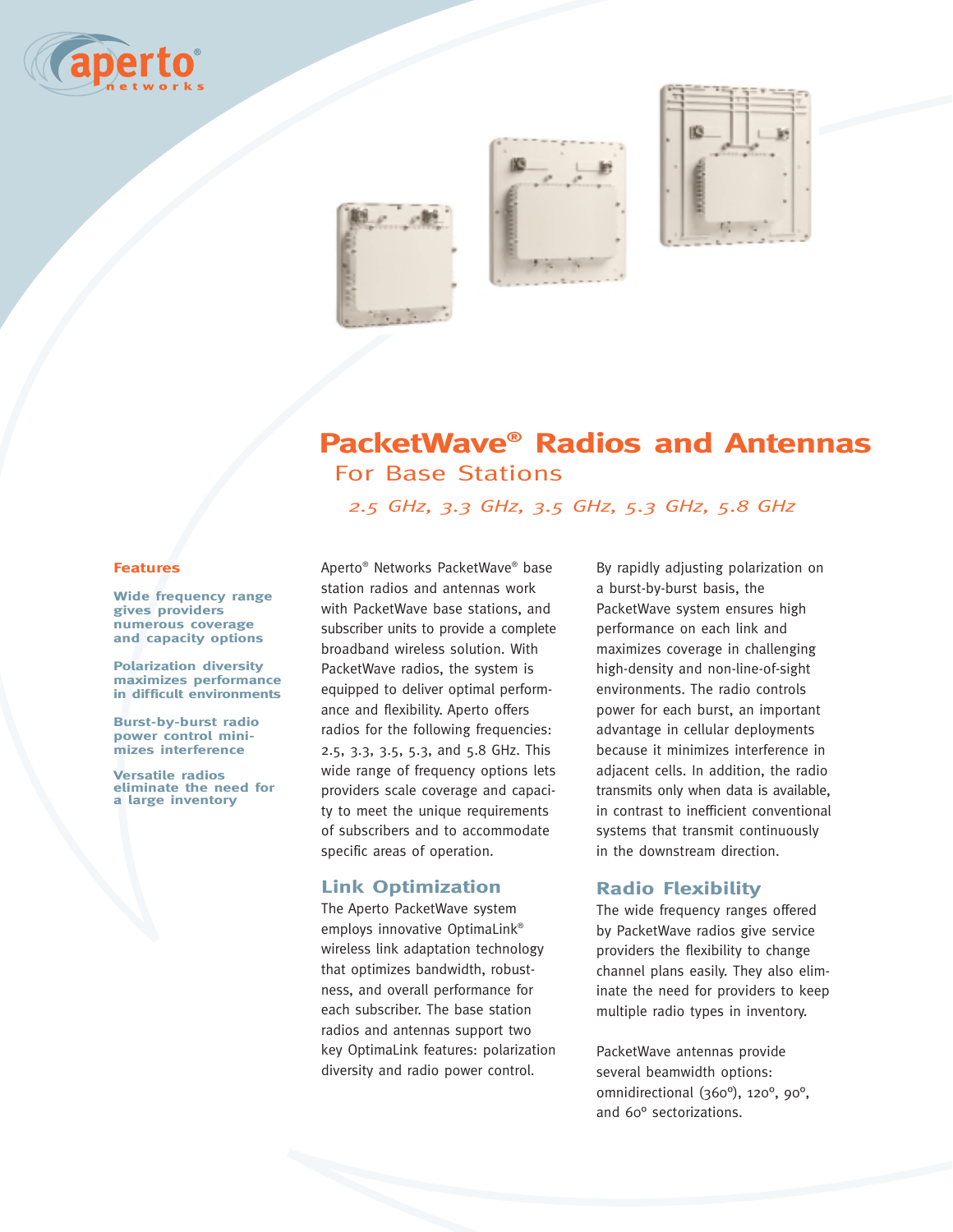# PacketWave® Radios and Antennas

## For Base Stations

*2.5 GHz, 3.3 GHz, 3.5 GHz, 5.3 GHz, 5.8 GHz*

### Features

**Wide frequency range gives providers numerous coverage and capacity options**

**Polarization diversity maximizes performance in difficult environments**

**Burst-by-burst radio power control minimizes interference**

**Versatile radios eliminate the need for a large inventory**

Aperto® Networks PacketWave® base station radios and antennas work with PacketWave base stations, and subscriber units to provide a complete broadband wireless solution. With PacketWave radios, the system is equipped to deliver optimal performance and flexibility. Aperto offers radios for the following frequencies: 2.5, 3.3, 3.5, 5.3, and 5.8 GHz. This wide range of frequency options lets providers scale coverage and capacity to meet the unique requirements of subscribers and to accommodate specific areas of operation.

### Link Optimization

The Aperto PacketWave system employs innovative OptimaLink® wireless link adaptation technology that optimizes bandwidth, robustness, and overall performance for each subscriber. The base station radios and antennas support two key OptimaLink features: polarization diversity and radio power control.

By rapidly adjusting polarization on a burst-by-burst basis, the PacketWave system ensures high performance on each link and maximizes coverage in challenging high-density and non-line-of-sight environments. The radio controls power for each burst, an important advantage in cellular deployments because it minimizes interference in adjacent cells. In addition, the radio transmits only when data is available, in contrast to inefficient conventional systems that transmit continuously in the downstream direction.

### Radio Flexibility

The wide frequency ranges offered by PacketWave radios give service providers the flexibility to change channel plans easily. They also eliminate the need for providers to keep multiple radio types in inventory.

PacketWave antennas provide several beamwidth options: omnidirectional (360°), 120°, 90°, and 60° sectorizations.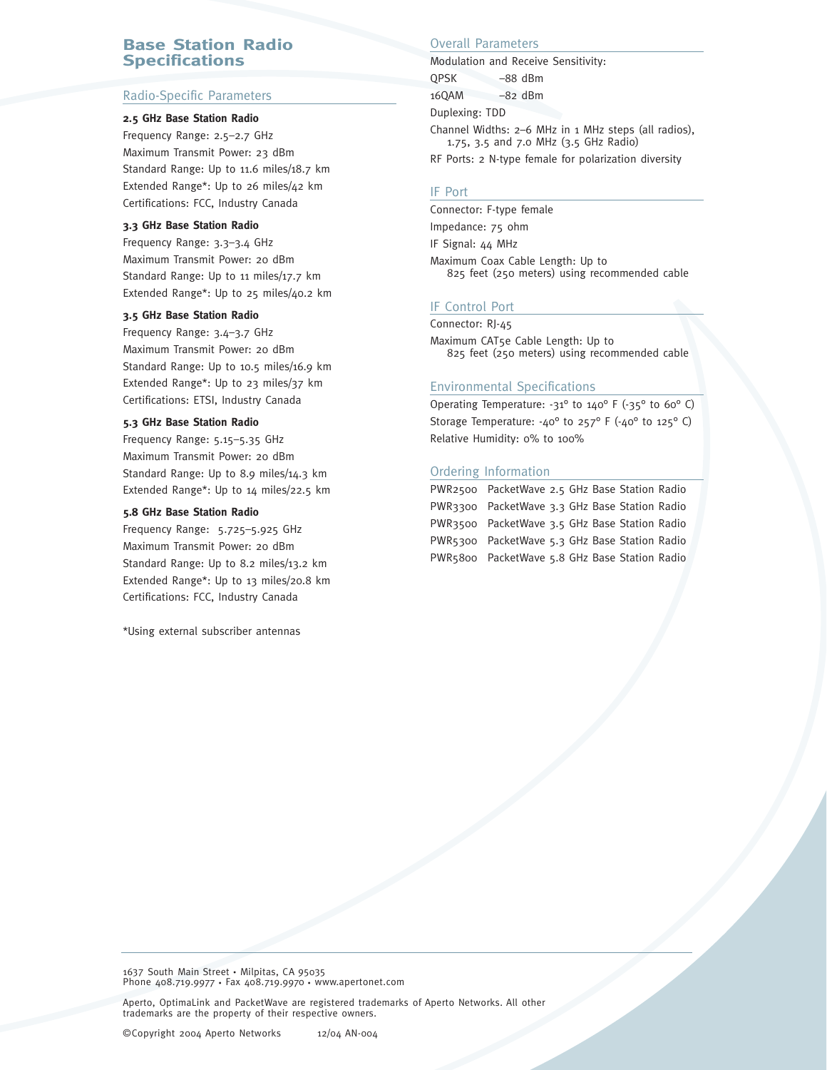# Base Station Radio Specifications

## Radio-Specific Parameters

**2.5 GHz Base Station Radio**

Frequency Range: 2.5–2.7 GHz

Maximum Transmit Power: 23 dBm

Standard Range: Up to 11.6 miles/18.7 km

Extended Range*: Up to 26 miles/42 km

Certifications: FCC, Industry Canada

**3.3 GHz Base Station Radio**

Frequency Range: 3.3–3.4 GHz

Maximum Transmit Power: 20 dBm

Standard Range: Up to 11 miles/17.7 km

Extended Range*: Up to 25 miles/40.2 km

**3.5 GHz Base Station Radio**

Frequency Range: 3.4–3.7 GHz

Maximum Transmit Power: 20 dBm

Standard Range: Up to 10.5 miles/16.9 km

Extended Range*: Up to 23 miles/37 km

Certifications: ETSI, Industry Canada

**5.3 GHz Base Station Radio**

Frequency Range: 5.15–5.35 GHz

Maximum Transmit Power: 20 dBm

Standard Range: Up to 8.9 miles/14.3 km

Extended Range*: Up to 14 miles/22.5 km

**5.8 GHz Base Station Radio**

Frequency Range: 5.725–5.925 GHz

Maximum Transmit Power: 20 dBm

Standard Range: Up to 8.2 miles/13.2 km

Extended Range*: Up to 13 miles/20.8 km

Certifications: FCC, Industry Canada

*Using external subscriber antennas

## Overall Parameters

Modulation and Receive Sensitivity:

| | |
|---|---|
| QPSK | –88 dBm |
| 16QAM | –82 dBm |

Duplexing: TDD

Channel Widths: 2–6 MHz in 1 MHz steps (all radios), 1.75, 3.5 and 7.0 MHz (3.5 GHz Radio)

RF Ports: 2 N-type female for polarization diversity

## IF Port

Connector: F-type female

Impedance: 75 ohm

IF Signal: 44 MHz

Maximum Coax Cable Length: Up to 825 feet (250 meters) using recommended cable

## IF Control Port

Connector: RJ-45

Maximum CAT5e Cable Length: Up to 825 feet (250 meters) using recommended cable

## Environmental Specifications

Operating Temperature: -31° to 140° F (-35° to 60° C)

Storage Temperature: -40° to 257° F (-40° to 125° C)

Relative Humidity: 0% to 100%

## Ordering Information

| | |
|---|---|
| PWR2500 | PacketWave 2.5 GHz Base Station Radio |
| PWR3300 | PacketWave 3.3 GHz Base Station Radio |
| PWR3500 | PacketWave 3.5 GHz Base Station Radio |
| PWR5300 | PacketWave 5.3 GHz Base Station Radio |
| PWR5800 | PacketWave 5.8 GHz Base Station Radio |

1637 South Main Street • Milpitas, CA 95035
Phone 408.719.9977 • Fax 408.719.9970 • www.apertonet.com

Aperto, OptimaLink and PacketWave are registered trademarks of Aperto Networks. All other trademarks are the property of their respective owners.

©Copyright 2004 Aperto Networks 12/04 AN-004